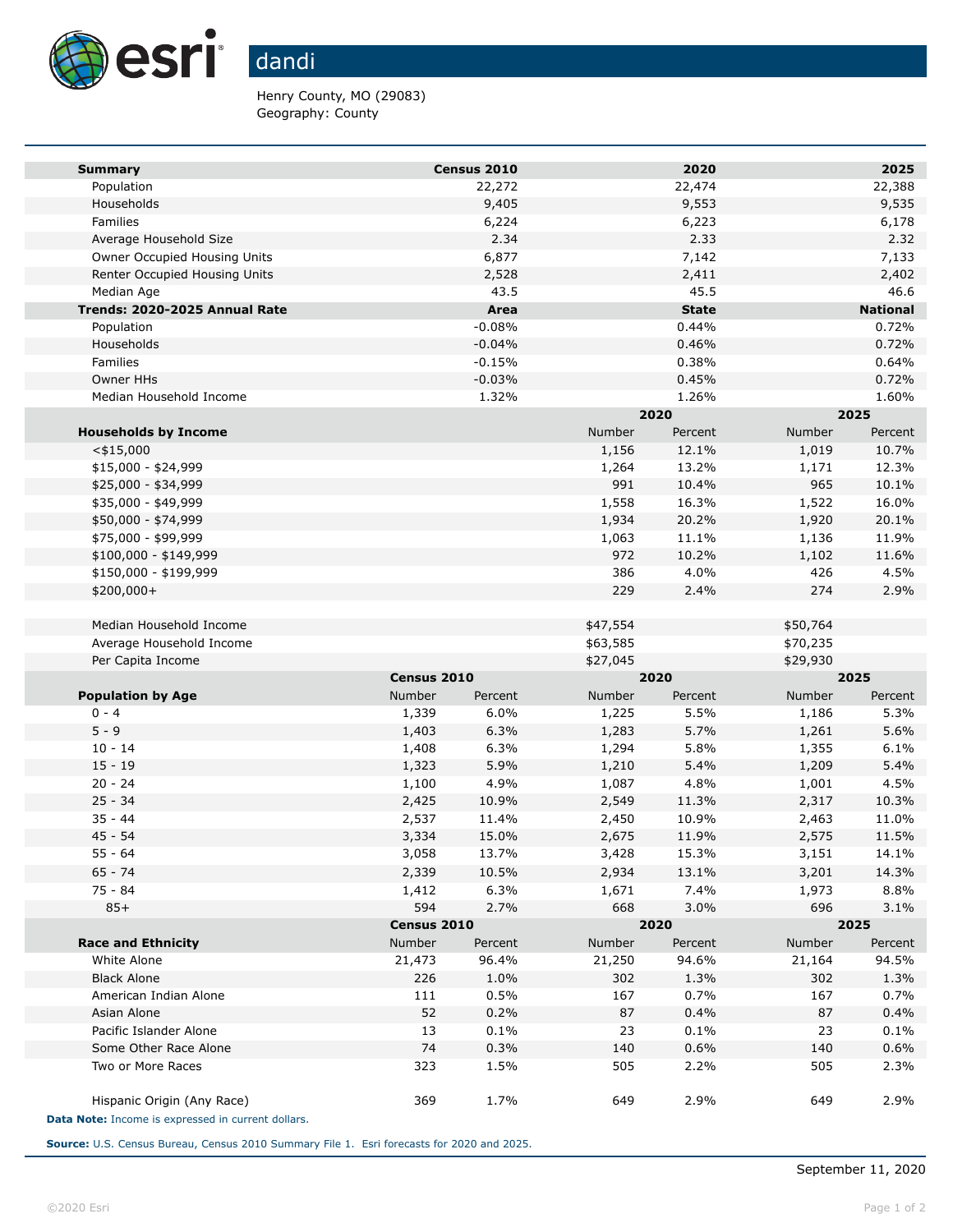# dandi

Henry County, MO (29083)
Geography: County

| Summary | Census 2010 | 2020 | 2025 |
|---|---|---|---|
| Population | 22,272 | 22,474 | 22,388 |
| Households | 9,405 | 9,553 | 9,535 |
| Families | 6,224 | 6,223 | 6,178 |
| Average Household Size | 2.34 | 2.33 | 2.32 |
| Owner Occupied Housing Units | 6,877 | 7,142 | 7,133 |
| Renter Occupied Housing Units | 2,528 | 2,411 | 2,402 |
| Median Age | 43.5 | 45.5 | 46.6 |

| Trends: 2020-2025 Annual Rate | Area | State | National |
|---|---|---|---|
| Population | -0.08% | 0.44% | 0.72% |
| Households | -0.04% | 0.46% | 0.72% |
| Families | -0.15% | 0.38% | 0.64% |
| Owner HHs | -0.03% | 0.45% | 0.72% |
| Median Household Income | 1.32% | 1.26% | 1.60% |

| | 2020 | | 2025 | |
|---|---|---|---|---|
| Households by Income | Number | Percent | Number | Percent |
| <$15,000 | 1,156 | 12.1% | 1,019 | 10.7% |
| $15,000 - $24,999 | 1,264 | 13.2% | 1,171 | 12.3% |
| $25,000 - $34,999 | 991 | 10.4% | 965 | 10.1% |
| $35,000 - $49,999 | 1,558 | 16.3% | 1,522 | 16.0% |
| $50,000 - $74,999 | 1,934 | 20.2% | 1,920 | 20.1% |
| $75,000 - $99,999 | 1,063 | 11.1% | 1,136 | 11.9% |
| $100,000 - $149,999 | 972 | 10.2% | 1,102 | 11.6% |
| $150,000 - $199,999 | 386 | 4.0% | 426 | 4.5% |
| $200,000+ | 229 | 2.4% | 274 | 2.9% |
| | | | | |
| Median Household Income | $47,554 | | $50,764 | |
| Average Household Income | $63,585 | | $70,235 | |
| Per Capita Income | $27,045 | | $29,930 | |

| | Census 2010 | | 2020 | | 2025 | |
|---|---|---|---|---|---|---|
| Population by Age | Number | Percent | Number | Percent | Number | Percent |
| 0 - 4 | 1,339 | 6.0% | 1,225 | 5.5% | 1,186 | 5.3% |
| 5 - 9 | 1,403 | 6.3% | 1,283 | 5.7% | 1,261 | 5.6% |
| 10 - 14 | 1,408 | 6.3% | 1,294 | 5.8% | 1,355 | 6.1% |
| 15 - 19 | 1,323 | 5.9% | 1,210 | 5.4% | 1,209 | 5.4% |
| 20 - 24 | 1,100 | 4.9% | 1,087 | 4.8% | 1,001 | 4.5% |
| 25 - 34 | 2,425 | 10.9% | 2,549 | 11.3% | 2,317 | 10.3% |
| 35 - 44 | 2,537 | 11.4% | 2,450 | 10.9% | 2,463 | 11.0% |
| 45 - 54 | 3,334 | 15.0% | 2,675 | 11.9% | 2,575 | 11.5% |
| 55 - 64 | 3,058 | 13.7% | 3,428 | 15.3% | 3,151 | 14.1% |
| 65 - 74 | 2,339 | 10.5% | 2,934 | 13.1% | 3,201 | 14.3% |
| 75 - 84 | 1,412 | 6.3% | 1,671 | 7.4% | 1,973 | 8.8% |
| 85+ | 594 | 2.7% | 668 | 3.0% | 696 | 3.1% |

| | Census 2010 | | 2020 | | 2025 | |
|---|---|---|---|---|---|---|
| Race and Ethnicity | Number | Percent | Number | Percent | Number | Percent |
| White Alone | 21,473 | 96.4% | 21,250 | 94.6% | 21,164 | 94.5% |
| Black Alone | 226 | 1.0% | 302 | 1.3% | 302 | 1.3% |
| American Indian Alone | 111 | 0.5% | 167 | 0.7% | 167 | 0.7% |
| Asian Alone | 52 | 0.2% | 87 | 0.4% | 87 | 0.4% |
| Pacific Islander Alone | 13 | 0.1% | 23 | 0.1% | 23 | 0.1% |
| Some Other Race Alone | 74 | 0.3% | 140 | 0.6% | 140 | 0.6% |
| Two or More Races | 323 | 1.5% | 505 | 2.2% | 505 | 2.3% |
| | | | | | | |
| Hispanic Origin (Any Race) | 369 | 1.7% | 649 | 2.9% | 649 | 2.9% |

**Data Note:** Income is expressed in current dollars.

**Source:** U.S. Census Bureau, Census 2010 Summary File 1. Esri forecasts for 2020 and 2025.

September 11, 2020

©2020 Esri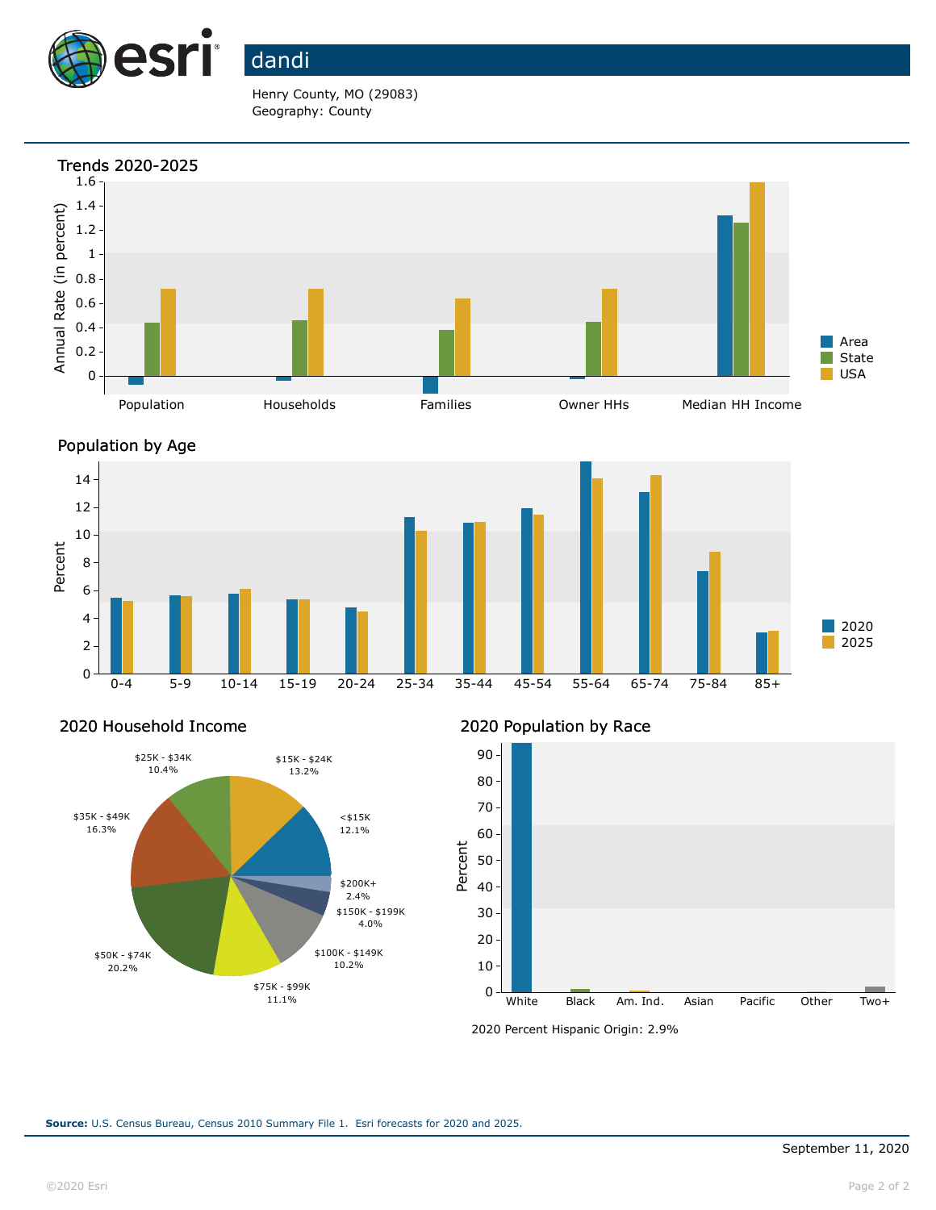# dandi

Henry County, MO (29083)
Geography: County

## Trends 2020-2025

Annual Rate (in percent)

1.6
1.4
1.2
1
0.8
0.6
0.4
0.2
0

Population
Households
Families
Owner HHs
Median HH Income

Area
State
USA

## Population by Age

Percent

14
12
10
8
6
4
2
0

0-4
5-9
10-14
15-19
20-24
25-34
35-44
45-54
55-64
65-74
75-84
85+

2020
2025

## 2020 Household Income

$25K - $34K
10.4%

$15K - $24K
13.2%

<$15K
12.1%

$35K - $49K
16.3%

$200K+
2.4%

$150K - $199K
4.0%

$100K - $149K
10.2%

$50K - $74K
20.2%

$75K - $99K
11.1%

## 2020 Population by Race

Percent

90
80
70
60
50
40
30
20
10
0

White
Black
Am. Ind.
Asian
Pacific
Other
Two+

2020 Percent Hispanic Origin: 2.9%

**Source:** U.S. Census Bureau, Census 2010 Summary File 1. Esri forecasts for 2020 and 2025.

September 11, 2020

©2020 Esri